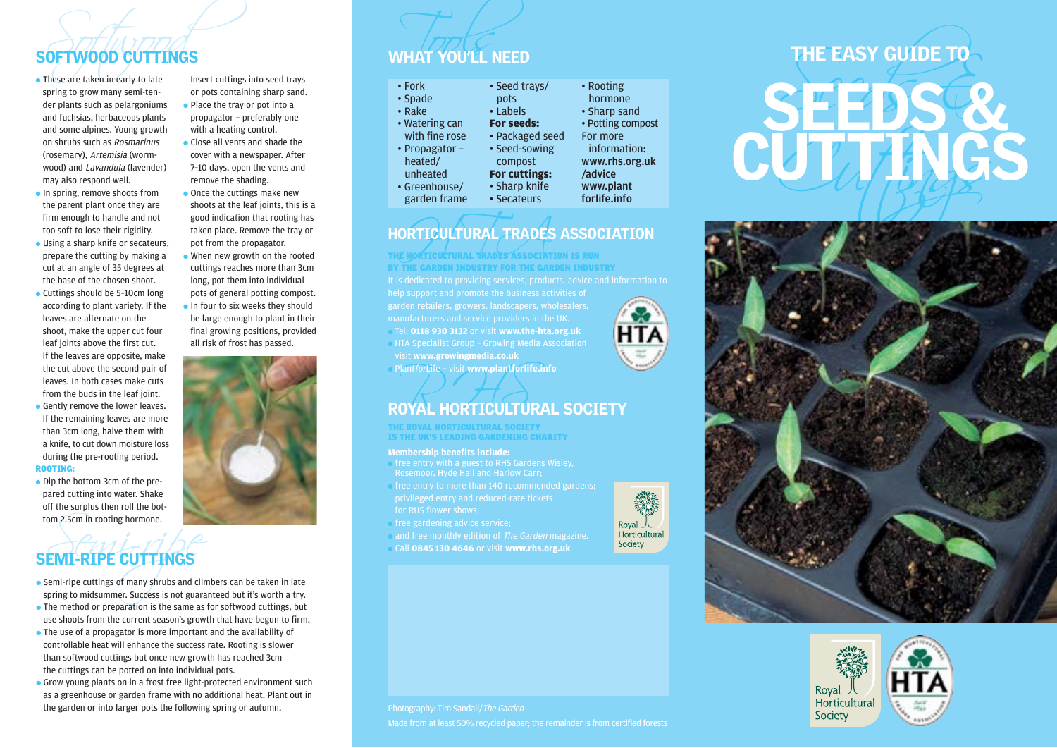# THE EASY GUIDE TO SEEDS & CUTTINGS

## SOFTWOOD CUTTINGS

- These are taken in early to late spring to grow many semi-tender plants such as pelargoniums and fuchsias, herbaceous plants and some alpines. Young growth on shrubs such as *Rosmarinus* (rosemary), *Artemisia* (wormwood) and *Lavandula* (lavender) may also respond well.
- In spring, remove shoots from the parent plant once they are firm enough to handle and not too soft to lose their rigidity.
- Using a sharp knife or secateurs, prepare the cutting by making a cut at an angle of 35 degrees at the base of the chosen shoot.
- Cuttings should be 5–10cm long according to plant variety. If the leaves are alternate on the shoot, make the upper cut four leaf joints above the first cut. If the leaves are opposite, make the cut above the second pair of leaves. In both cases make cuts from the buds in the leaf joint.
- Gently remove the lower leaves. If the remaining leaves are more than 3cm long, halve them with a knife, to cut down moisture loss during the pre-rooting period.

**ROOTING:**

- Dip the bottom 3cm of the prepared cutting into water. Shake off the surplus then roll the bottom 2.5cm in rooting hormone. Insert cuttings into seed trays or pots containing sharp sand.
- Place the tray or pot into a propagator – preferably one with a heating control.
- Close all vents and shade the cover with a newspaper. After 7–10 days, open the vents and remove the shading.
- Once the cuttings make new shoots at the leaf joints, this is a good indication that rooting has taken place. Remove the tray or pot from the propagator.
- When new growth on the rooted cuttings reaches more than 3cm long, pot them into individual pots of general potting compost.
- In four to six weeks they should be large enough to plant in their final growing positions, provided all risk of frost has passed.

## SEMI-RIPE CUTTINGS

- Semi-ripe cuttings of many shrubs and climbers can be taken in late spring to midsummer. Success is not guaranteed but it's worth a try.
- The method or preparation is the same as for softwood cuttings, but use shoots from the current season's growth that have begun to firm.
- The use of a propagator is more important and the availability of controllable heat will enhance the success rate. Rooting is slower than softwood cuttings but once new growth has reached 3cm the cuttings can be potted on into individual pots.
- Grow young plants on in a frost free light-protected environment such as a greenhouse or garden frame with no additional heat. Plant out in the garden or into larger pots the following spring or autumn.

## WHAT YOU'LL NEED

- Fork
- Spade
- Rake
- Watering can with fine rose
- Propagator – heated/unheated
- Greenhouse/garden frame
- Seed trays/pots
- Labels

**For seeds:**

- Packaged seed
- Seed-sowing compost

**For cuttings:**

- Sharp knife
- Secateurs
- Rooting hormone
- Sharp sand
- Potting compost

For more information: **www.rhs.org.uk/advice** **www.plantforlife.info**

## HORTICULTURAL TRADES ASSOCIATION

**THE HORTICULTURAL TRADES ASSOCIATION IS RUN BY THE GARDEN INDUSTRY FOR THE GARDEN INDUSTRY**

It is dedicated to providing services, products, advice and information to help support and promote the business activities of garden retailers, growers, landscapers, wholesalers, manufacturers and service providers in the UK.

- Tel: **0118 930 3132** or visit **www.the-hta.org.uk**
- HTA Specialist Group – Growing Media Association visit **www.growingmedia.co.uk**
- Plant*for*Life – visit **www.plantforlife.info**

## ROYAL HORTICULTURAL SOCIETY

**THE ROYAL HORTICULTURAL SOCIETY IS THE UK'S LEADING GARDENING CHARITY**

**Membership benefits include:**

- free entry with a guest to RHS Gardens Wisley, Rosemoor, Hyde Hall and Harlow Carr;
- free entry to more than 140 recommended gardens; privileged entry and reduced-rate tickets for RHS flower shows;
- free gardening advice service;
- and free monthly edition of *The Garden* magazine.
- Call **0845 130 4646** or visit **www.rhs.org.uk**

Photography: Tim Sandall/*The Garden*

Made from at least 50% recycled paper; the remainder is from certified forests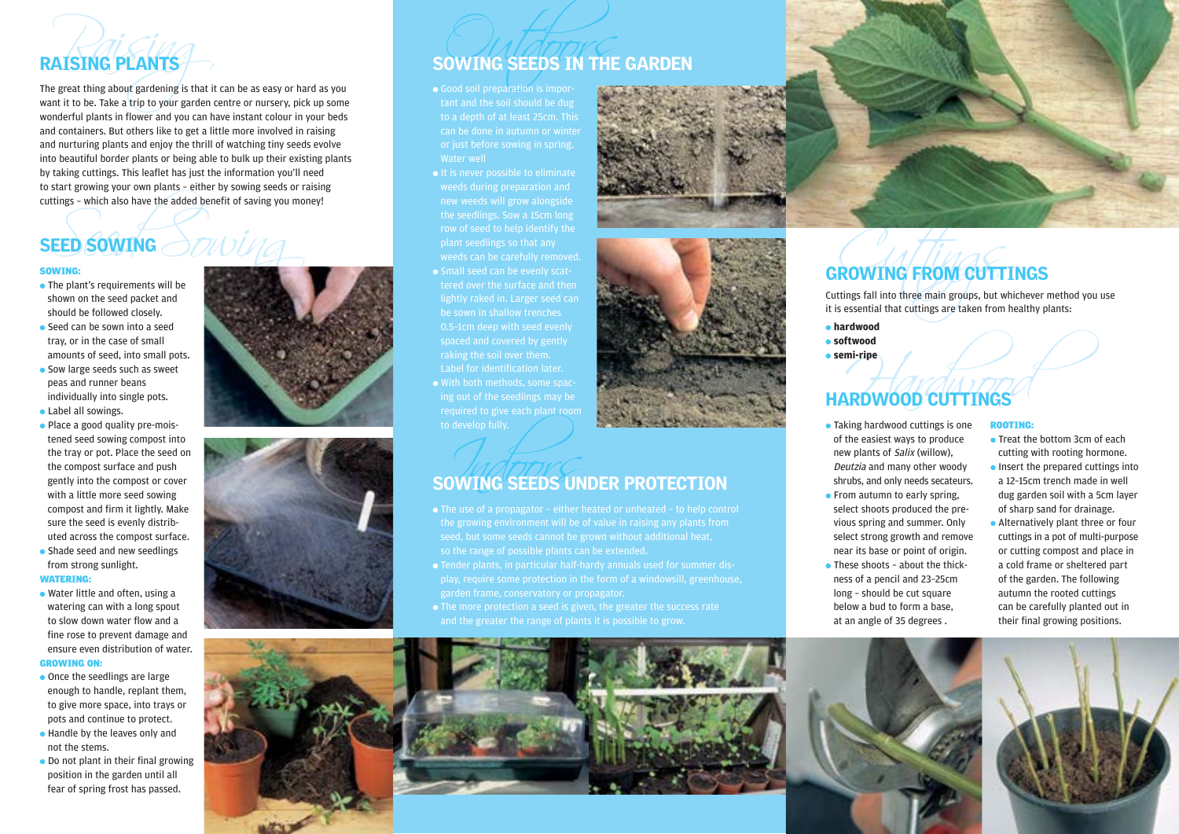## RAISING PLANTS

The great thing about gardening is that it can be as easy or hard as you want it to be. Take a trip to your garden centre or nursery, pick up some wonderful plants in flower and you can have instant colour in your beds and containers. But others like to get a little more involved in raising and nurturing plants and enjoy the thrill of watching tiny seeds evolve into beautiful border plants or being able to bulk up their existing plants by taking cuttings. This leaflet has just the information you'll need to start growing your own plants – either by sowing seeds or raising cuttings – which also have the added benefit of saving you money!

## SEED SOWING

**SOWING:**

- The plant's requirements will be shown on the seed packet and should be followed closely.
- Seed can be sown into a seed tray, or in the case of small amounts of seed, into small pots.
- Sow large seeds such as sweet peas and runner beans individually into single pots.
- Label all sowings.
- Place a good quality pre-moistened seed sowing compost into the tray or pot. Place the seed on the compost surface and push gently into the compost or cover with a little more seed sowing compost and firm it lightly. Make sure the seed is evenly distributed across the compost surface.
- Shade seed and new seedlings from strong sunlight.

**WATERING:**

- Water little and often, using a watering can with a long spout to slow down water flow and a fine rose to prevent damage and ensure even distribution of water.

**GROWING ON:**

- Once the seedlings are large enough to handle, replant them, to give more space, into trays or pots and continue to protect.
- Handle by the leaves only and not the stems.
- Do not plant in their final growing position in the garden until all fear of spring frost has passed.

## SOWING SEEDS IN THE GARDEN

- Good soil preparation is important and the soil should be dug to a depth of at least 25cm. This can be done in autumn or winter or just before sowing in spring. Water well
- It is never possible to eliminate weeds during preparation and new weeds will grow alongside the seedlings. Sow a 15cm long row of seed to help identify the plant seedlings so that any weeds can be carefully removed.
- Small seed can be evenly scattered over the surface and then lightly raked in. Larger seed can be sown in shallow trenches 0.5-1cm deep with seed evenly spaced and covered by gently raking the soil over them. Label for identification later.
- With both methods, some spacing out of the seedlings may be required to give each plant room to develop fully.

## SOWING SEEDS UNDER PROTECTION

- The use of a propagator – either heated or unheated – to help control the growing environment will be of value in raising any plants from seed, but some seeds cannot be grown without additional heat, so the range of possible plants can be extended.
- Tender plants, in particular half-hardy annuals used for summer display, require some protection in the form of a windowsill, greenhouse, garden frame, conservatory or propagator.
- The more protection a seed is given, the greater the success rate and the greater the range of plants it is possible to grow.

## GROWING FROM CUTTINGS

Cuttings fall into three main groups, but whichever method you use it is essential that cuttings are taken from healthy plants:

- **hardwood**
- **softwood**
- **semi-ripe**

## HARDWOOD CUTTINGS

- Taking hardwood cuttings is one of the easiest ways to produce new plants of *Salix* (willow), *Deutzia* and many other woody shrubs, and only needs secateurs.
- From autumn to early spring, select shoots produced the previous spring and summer. Only select strong growth and remove near its base or point of origin.
- These shoots – about the thickness of a pencil and 23-25cm long – should be cut square below a bud to form a base, at an angle of 35 degrees .

**ROOTING:**

- Treat the bottom 3cm of each cutting with rooting hormone.
- Insert the prepared cuttings into a 12-15cm trench made in well dug garden soil with a 5cm layer of sharp sand for drainage.
- Alternatively plant three or four cuttings in a pot of multi-purpose or cutting compost and place in a cold frame or sheltered part of the garden. The following autumn the rooted cuttings can be carefully planted out in their final growing positions.